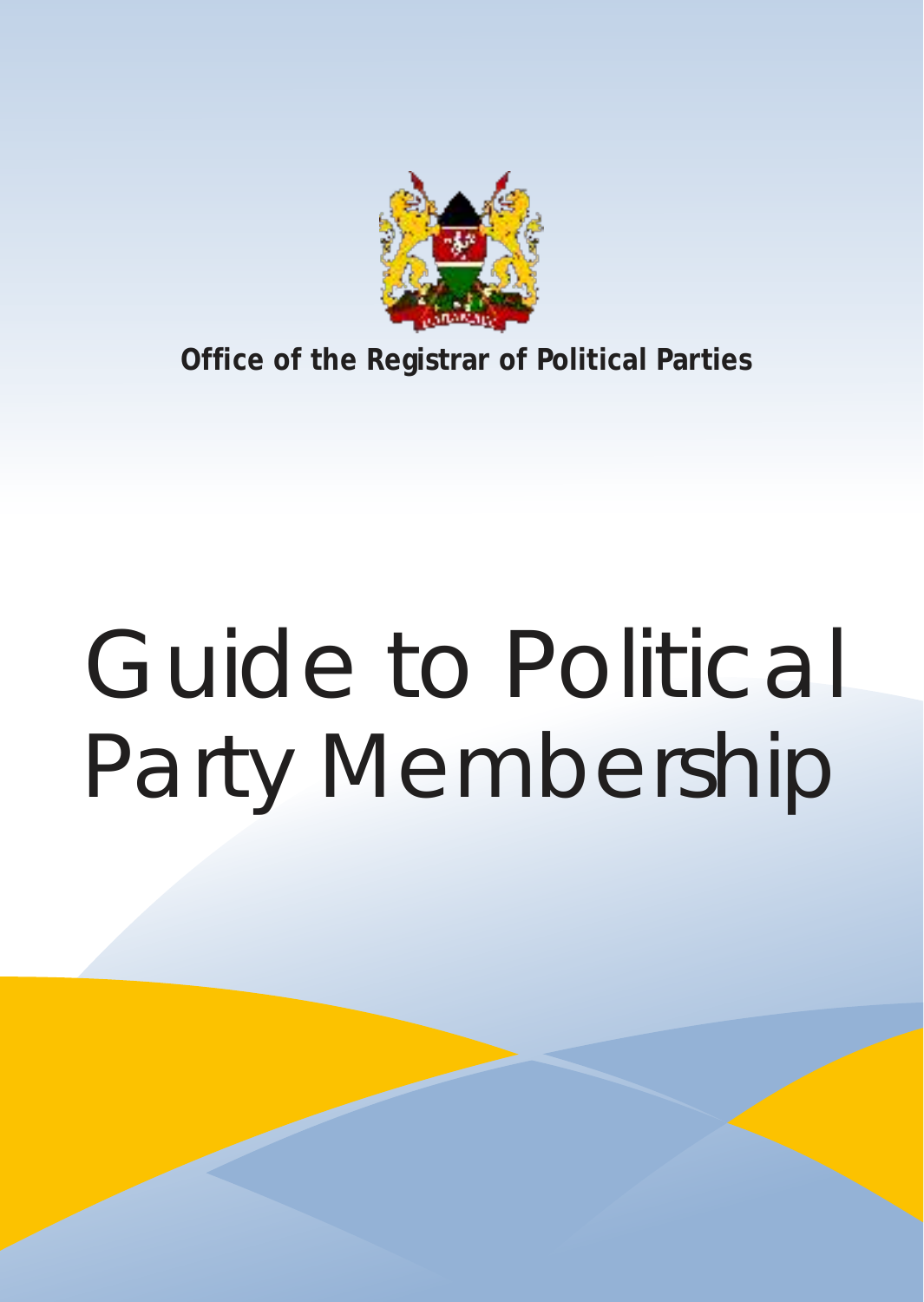**Office of the Registrar of Political Parties**

# Guide to Political Party Membership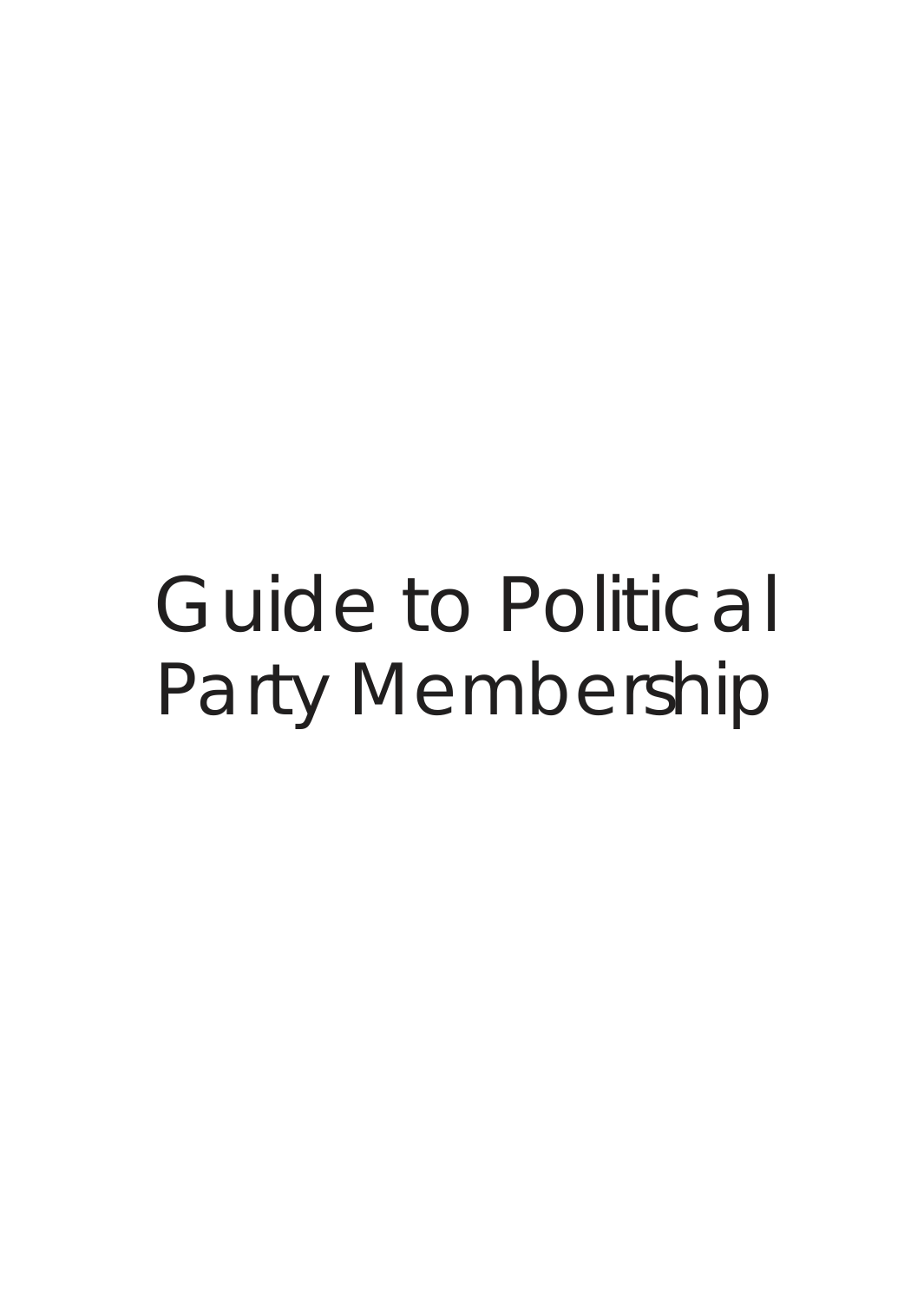# Guide to Political Party Membership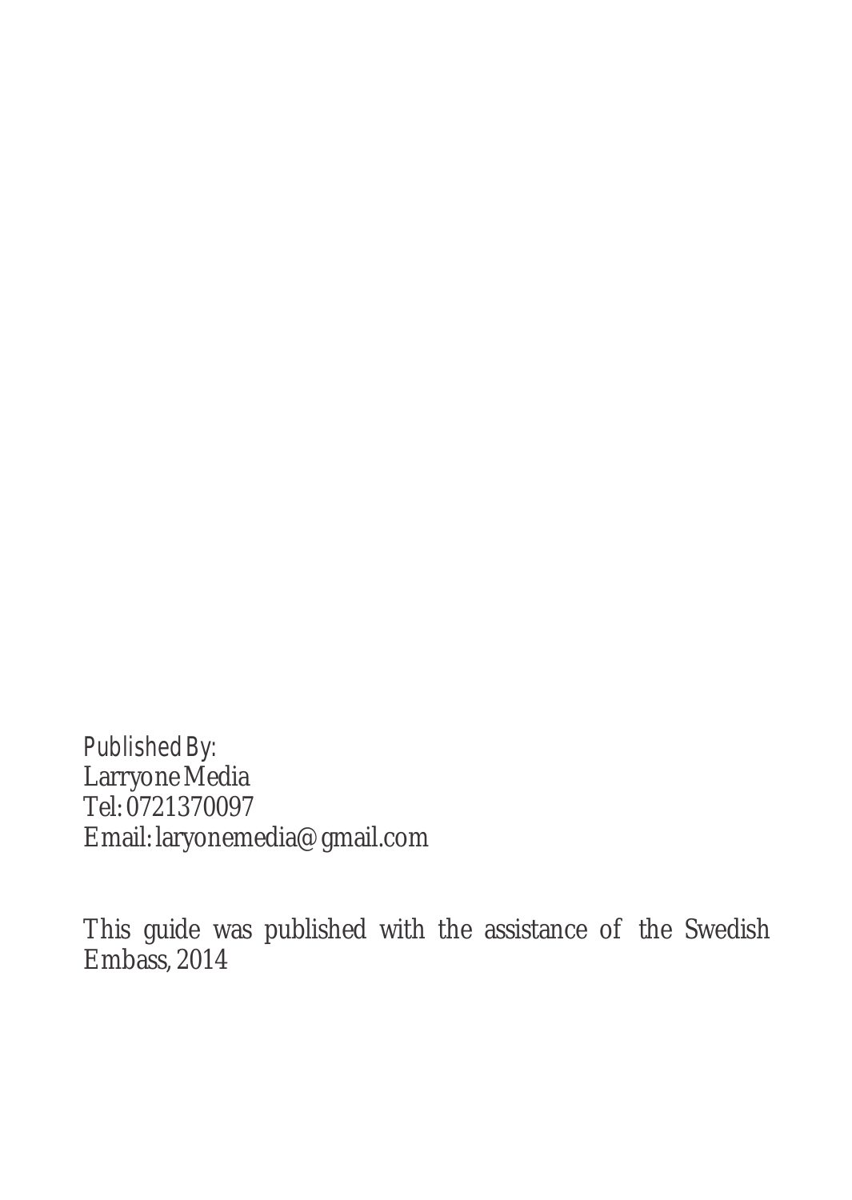Published By:
Larryone Media
Tel: 0721370097
Email: laryonemedia@gmail.com

This guide was published with the assistance of the Swedish Embass, 2014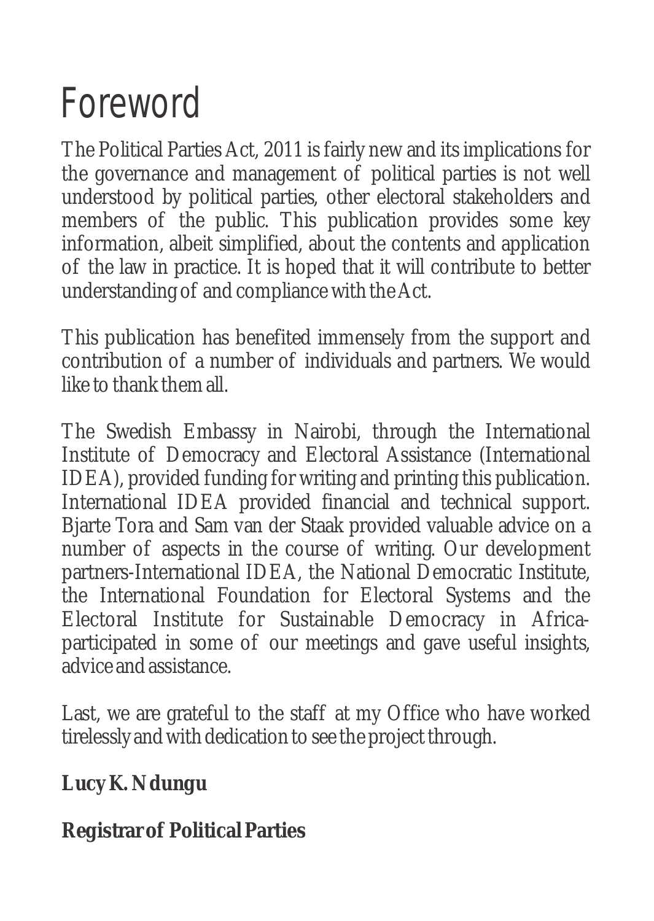# Foreword

The Political Parties Act, 2011 is fairly new and its implications for the governance and management of political parties is not well understood by political parties, other electoral stakeholders and members of the public. This publication provides some key information, albeit simplified, about the contents and application of the law in practice. It is hoped that it will contribute to better understanding of and compliance with the Act.

This publication has benefited immensely from the support and contribution of a number of individuals and partners. We would like to thank them all.

The Swedish Embassy in Nairobi, through the International Institute of Democracy and Electoral Assistance (International IDEA), provided funding for writing and printing this publication. International IDEA provided financial and technical support. Bjarte Tora and Sam van der Staak provided valuable advice on a number of aspects in the course of writing. Our development partners-International IDEA, the National Democratic Institute, the International Foundation for Electoral Systems and the Electoral Institute for Sustainable Democracy in Africa-participated in some of our meetings and gave useful insights, advice and assistance.

Last, we are grateful to the staff at my Office who have worked tirelessly and with dedication to see the project through.

**Lucy K. Ndungu**

**Registrar of Political Parties**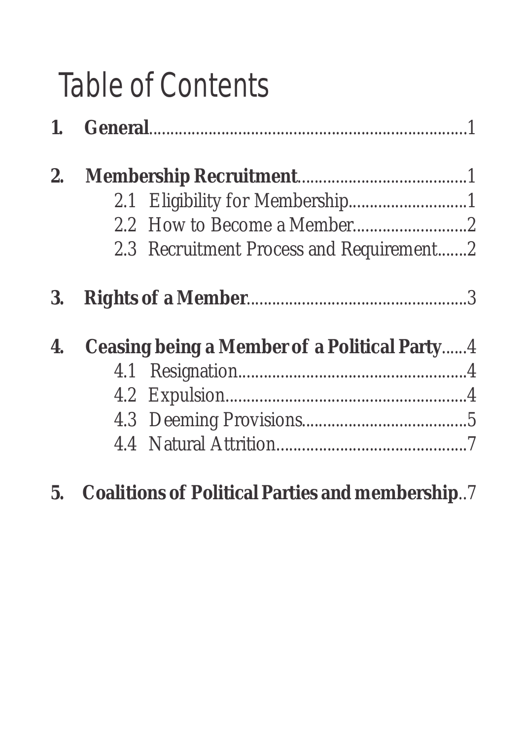# Table of Contents

**1. General**............................................................................1

**2. Membership Recruitment**........................................1

- 2.1 Eligibility for Membership............................1
- 2.2 How to Become a Member..........................2
- 2.3 Recruitment Process and Requirement.......2

**3. Rights of a Member**...................................................3

**4. Ceasing being a Member of a Political Party**......4

- 4.1 Resignation......................................................4
- 4.2 Expulsion.........................................................4
- 4.3 Deeming Provisions.......................................5
- 4.4 Natural Attrition.............................................7

**5. Coalitions of Political Parties and membership**..7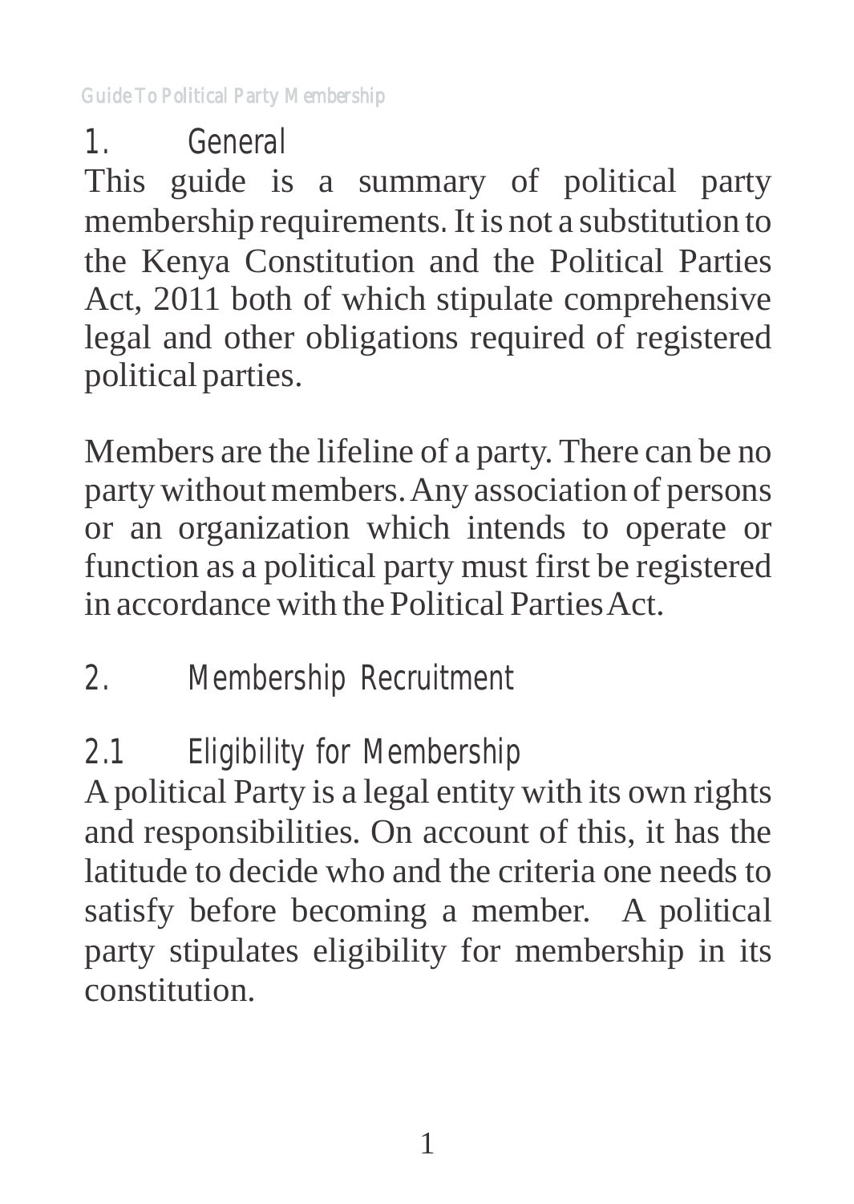## 1. General

This guide is a summary of political party membership requirements. It is not a substitution to the Kenya Constitution and the Political Parties Act, 2011 both of which stipulate comprehensive legal and other obligations required of registered political parties.

Members are the lifeline of a party. There can be no party without members. Any association of persons or an organization which intends to operate or function as a political party must first be registered in accordance with the Political Parties Act.

## 2. Membership Recruitment

### 2.1 Eligibility for Membership

A political Party is a legal entity with its own rights and responsibilities. On account of this, it has the latitude to decide who and the criteria one needs to satisfy before becoming a member. A political party stipulates eligibility for membership in its constitution.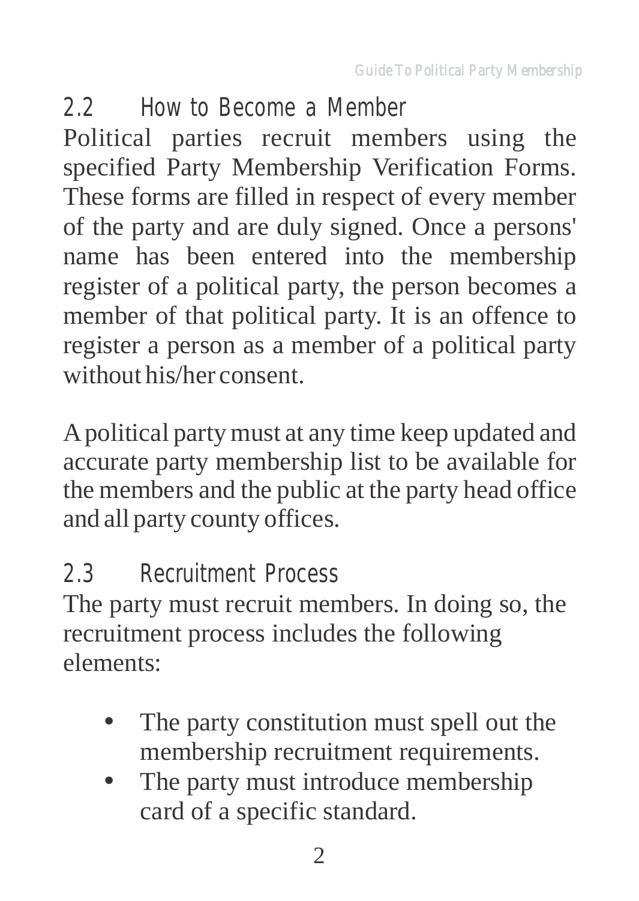## 2.2 How to Become a Member

Political parties recruit members using the specified Party Membership Verification Forms. These forms are filled in respect of every member of the party and are duly signed. Once a persons' name has been entered into the membership register of a political party, the person becomes a member of that political party. It is an offence to register a person as a member of a political party without his/her consent.

A political party must at any time keep updated and accurate party membership list to be available for the members and the public at the party head office and all party county offices.

## 2.3 Recruitment Process

The party must recruit members. In doing so, the recruitment process includes the following elements:

- The party constitution must spell out the membership recruitment requirements.
- The party must introduce membership card of a specific standard.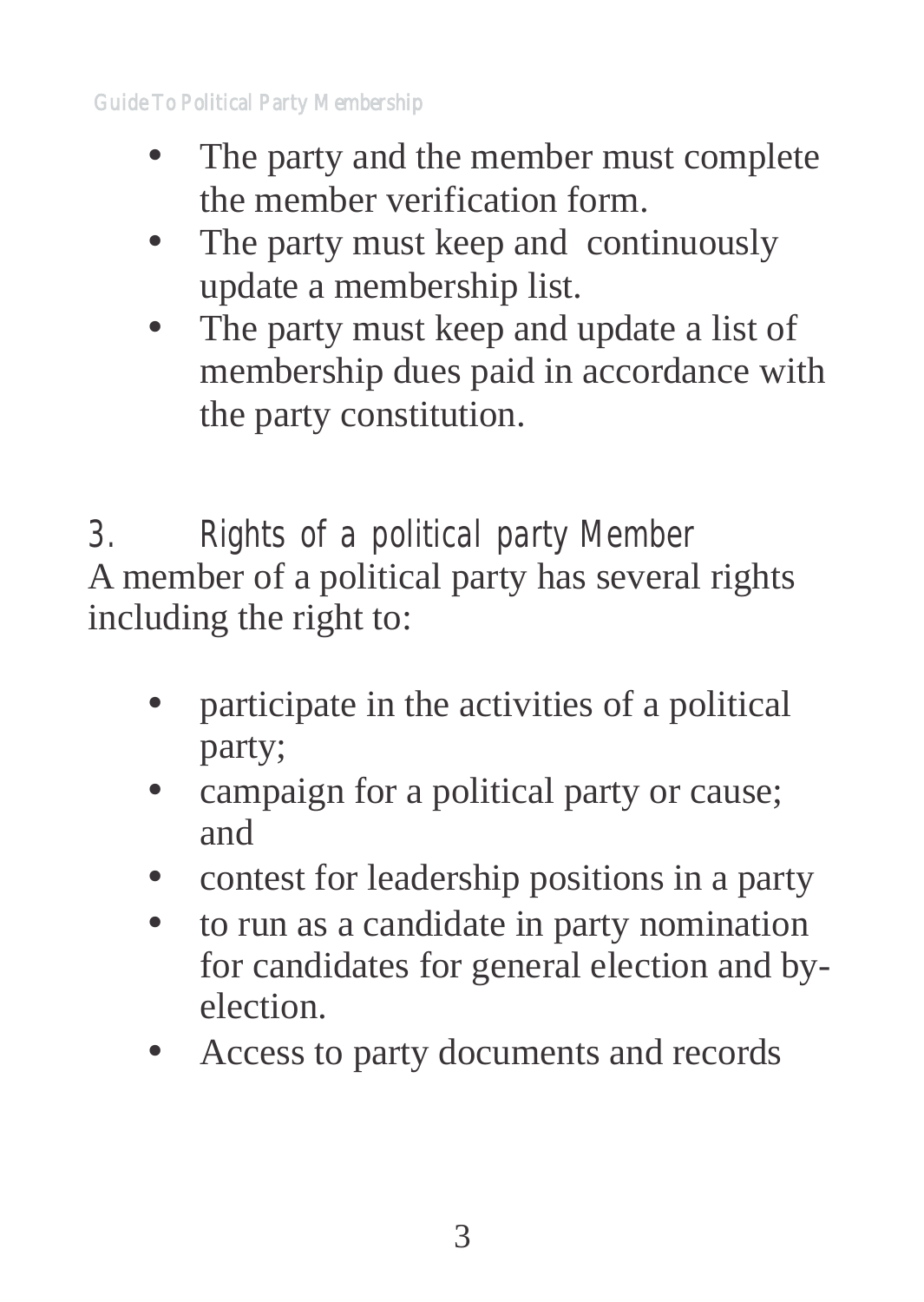- The party and the member must complete the member verification form.
- The party must keep and continuously update a membership list.
- The party must keep and update a list of membership dues paid in accordance with the party constitution.

## 3. Rights of a political party Member

A member of a political party has several rights including the right to:

- participate in the activities of a political party;
- campaign for a political party or cause; and
- contest for leadership positions in a party
- to run as a candidate in party nomination for candidates for general election and by-election.
- Access to party documents and records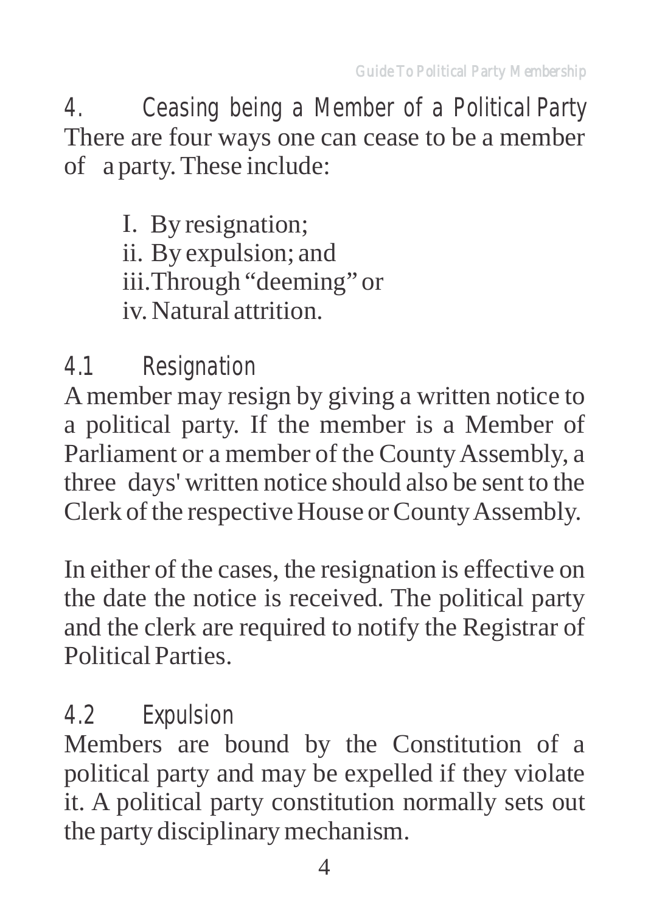## 4. Ceasing being a Member of a Political Party

There are four ways one can cease to be a member of a party. These include:

I. By resignation;
ii. By expulsion; and
iii. Through "deeming" or
iv. Natural attrition.

### 4.1 Resignation

A member may resign by giving a written notice to a political party. If the member is a Member of Parliament or a member of the County Assembly, a three days' written notice should also be sent to the Clerk of the respective House or County Assembly.

In either of the cases, the resignation is effective on the date the notice is received. The political party and the clerk are required to notify the Registrar of Political Parties.

### 4.2 Expulsion

Members are bound by the Constitution of a political party and may be expelled if they violate it. A political party constitution normally sets out the party disciplinary mechanism.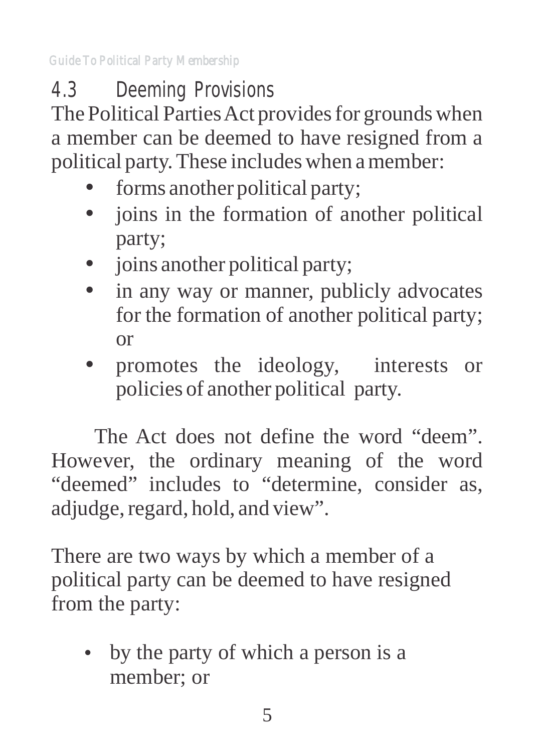## 4.3 Deeming Provisions

The Political Parties Act provides for grounds when a member can be deemed to have resigned from a political party. These includes when a member:

- forms another political party;
- joins in the formation of another political party;
- joins another political party;
- in any way or manner, publicly advocates for the formation of another political party; or
- promotes the ideology, interests or policies of another political party.

The Act does not define the word "deem". However, the ordinary meaning of the word "deemed" includes to "determine, consider as, adjudge, regard, hold, and view".

There are two ways by which a member of a political party can be deemed to have resigned from the party:

- by the party of which a person is a member; or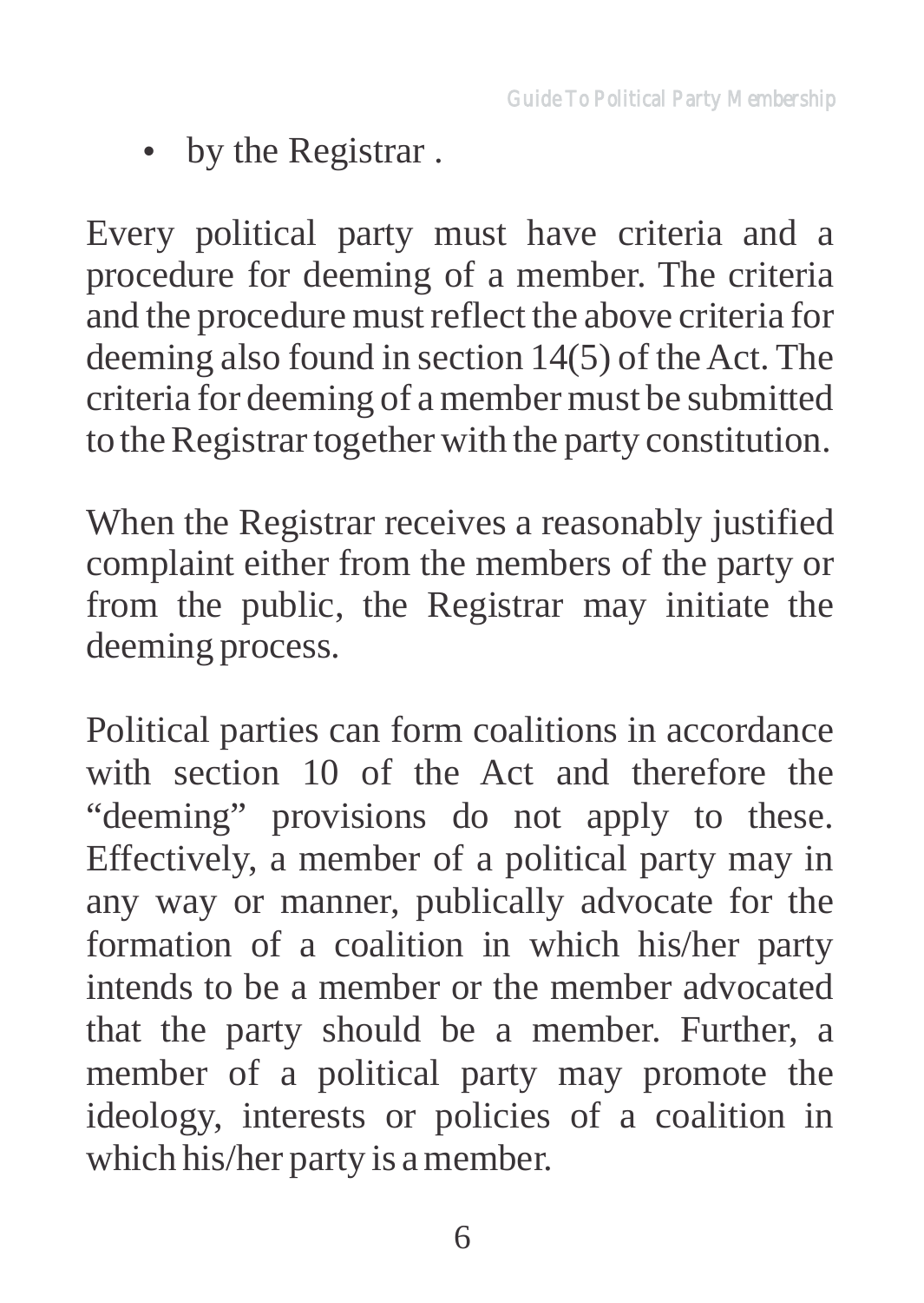- by the Registrar .

Every political party must have criteria and a procedure for deeming of a member. The criteria and the procedure must reflect the above criteria for deeming also found in section 14(5) of the Act. The criteria for deeming of a member must be submitted to the Registrar together with the party constitution.

When the Registrar receives a reasonably justified complaint either from the members of the party or from the public, the Registrar may initiate the deeming process.

Political parties can form coalitions in accordance with section 10 of the Act and therefore the "deeming" provisions do not apply to these. Effectively, a member of a political party may in any way or manner, publically advocate for the formation of a coalition in which his/her party intends to be a member or the member advocated that the party should be a member. Further, a member of a political party may promote the ideology, interests or policies of a coalition in which his/her party is a member.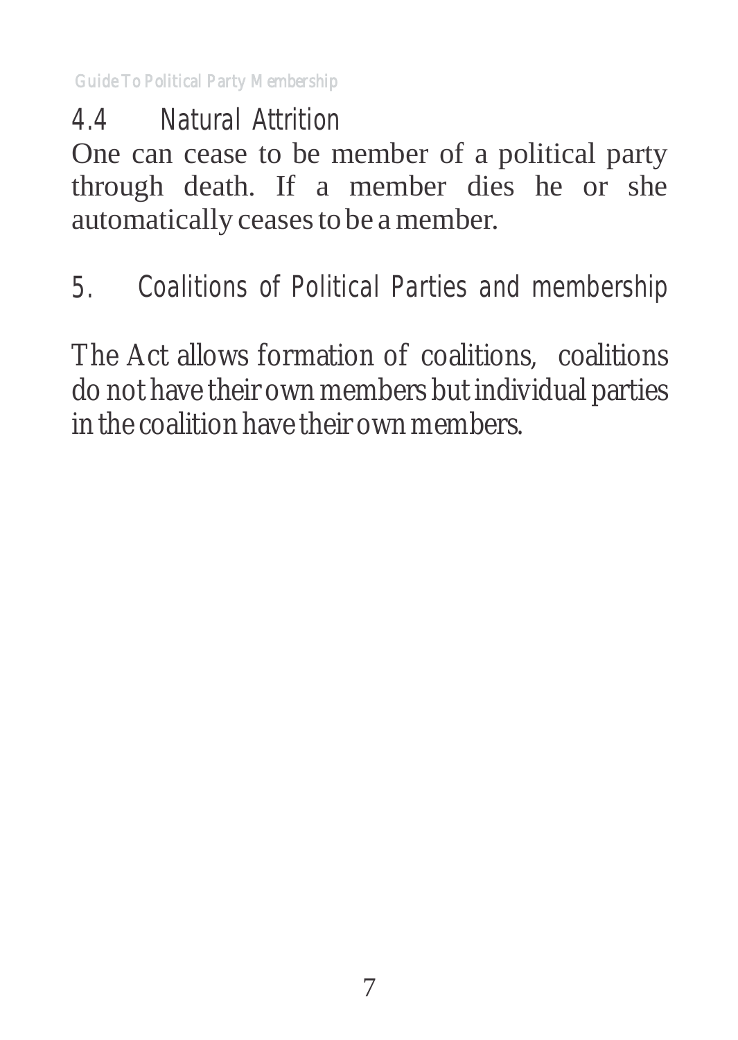### 4.4 Natural Attrition

One can cease to be member of a political party through death. If a member dies he or she automatically ceases to be a member.

## 5. Coalitions of Political Parties and membership

The Act allows formation of coalitions, coalitions do not have their own members but individual parties in the coalition have their own members.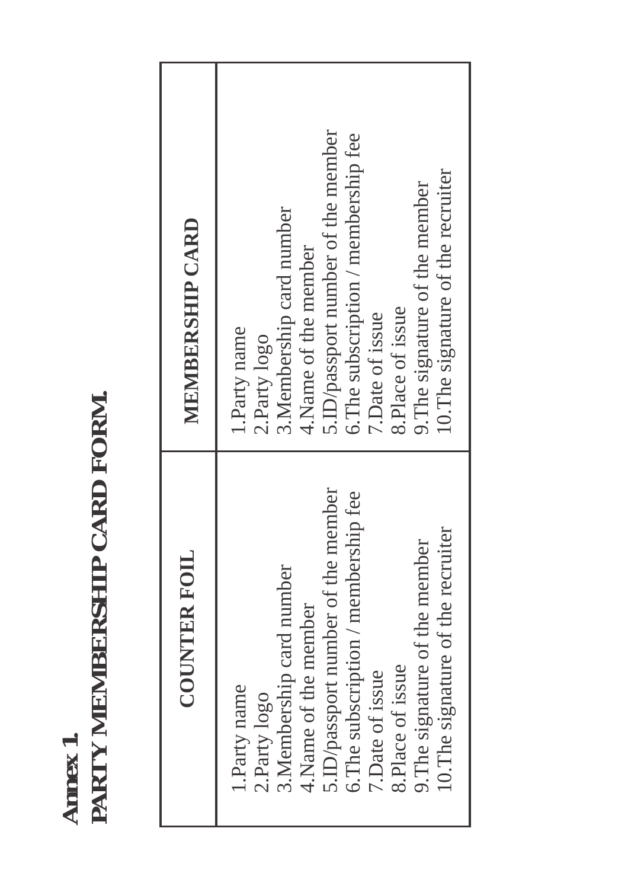**Annex 1**

**PARTY MEMBERSHIP CARD FORM.**

| COUNTER FOIL | MEMBERSHIP CARD |
|---|---|
| 1.Party name<br>2.Party logo<br>3.Membership card number<br>4.Name of the member<br>5.ID/passport number of the member<br>6.The subscription / membership fee<br>7.Date of issue<br>8.Place of issue<br>9.The signature of the member<br>10.The signature of the recruiter | 1.Party name<br>2.Party logo<br>3.Membership card number<br>4.Name of the member<br>5.ID/passport number of the member<br>6.The subscription / membership fee<br>7.Date of issue<br>8.Place of issue<br>9.The signature of the member<br>10.The signature of the recruiter |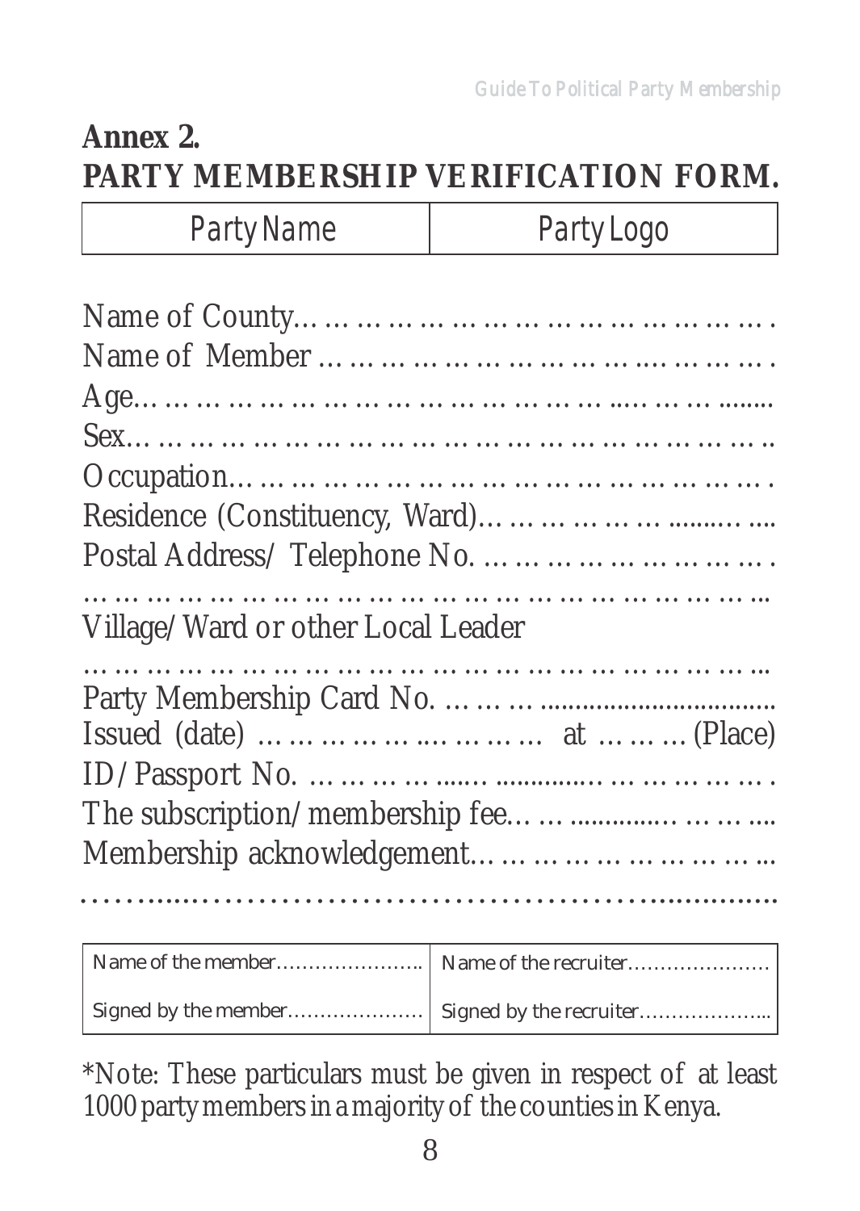## Annex 2.

## PARTY MEMBERSHIP VERIFICATION FORM.

| Party Name | Party Logo |
| --- | --- |

Name of County…………………………………………….

Name of Member ……………………………...……….

Age…………………………………………..……........

Sex………………………………………………………..

Occupation……………………………………………….

Residence (Constituency, Ward)……………….........….

Postal Address/ Telephone No. ………………………….

………………………………………………………...

Village/Ward or other Local Leader

………………………………………………………...

Party Membership Card No. ……….................................

Issued (date) ……………...……… at ………(Place)

ID/Passport No. ……………......….............………………

The subscription/membership fee……..............………....

Membership acknowledgement………………………...

………..…………………………………………..………..

| Name of the member………………….. | Name of the recruiter………………… |
| --- | --- |
| Signed by the member………………… | Signed by the recruiter………………... |

*Note: These particulars must be given in respect of at least 1000 party members in a majority of the counties in Kenya.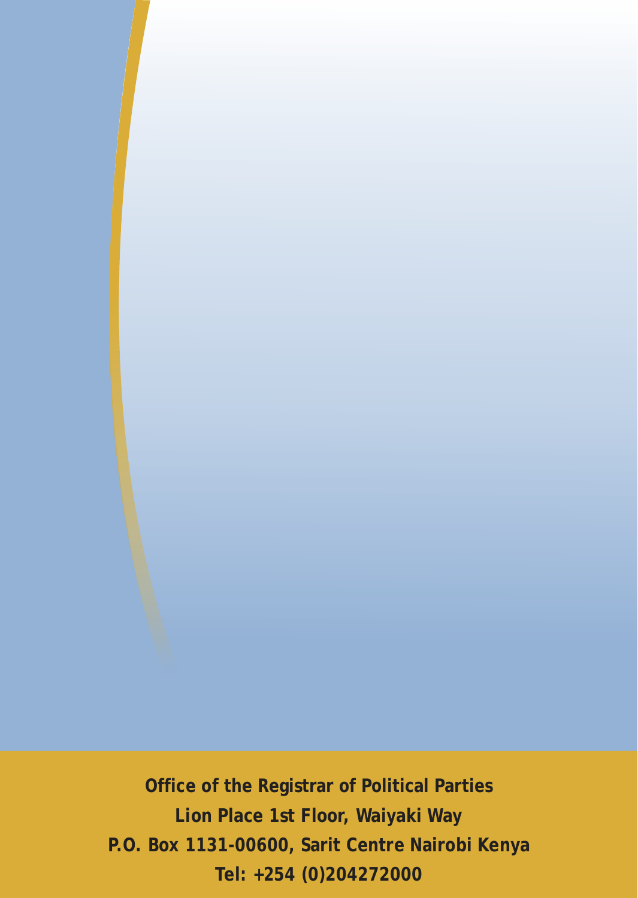**Office of the Registrar of Political Parties**

**Lion Place 1st Floor, Waiyaki Way**

**P.O. Box 1131-00600, Sarit Centre Nairobi Kenya**

**Tel: +254 (0)204272000**